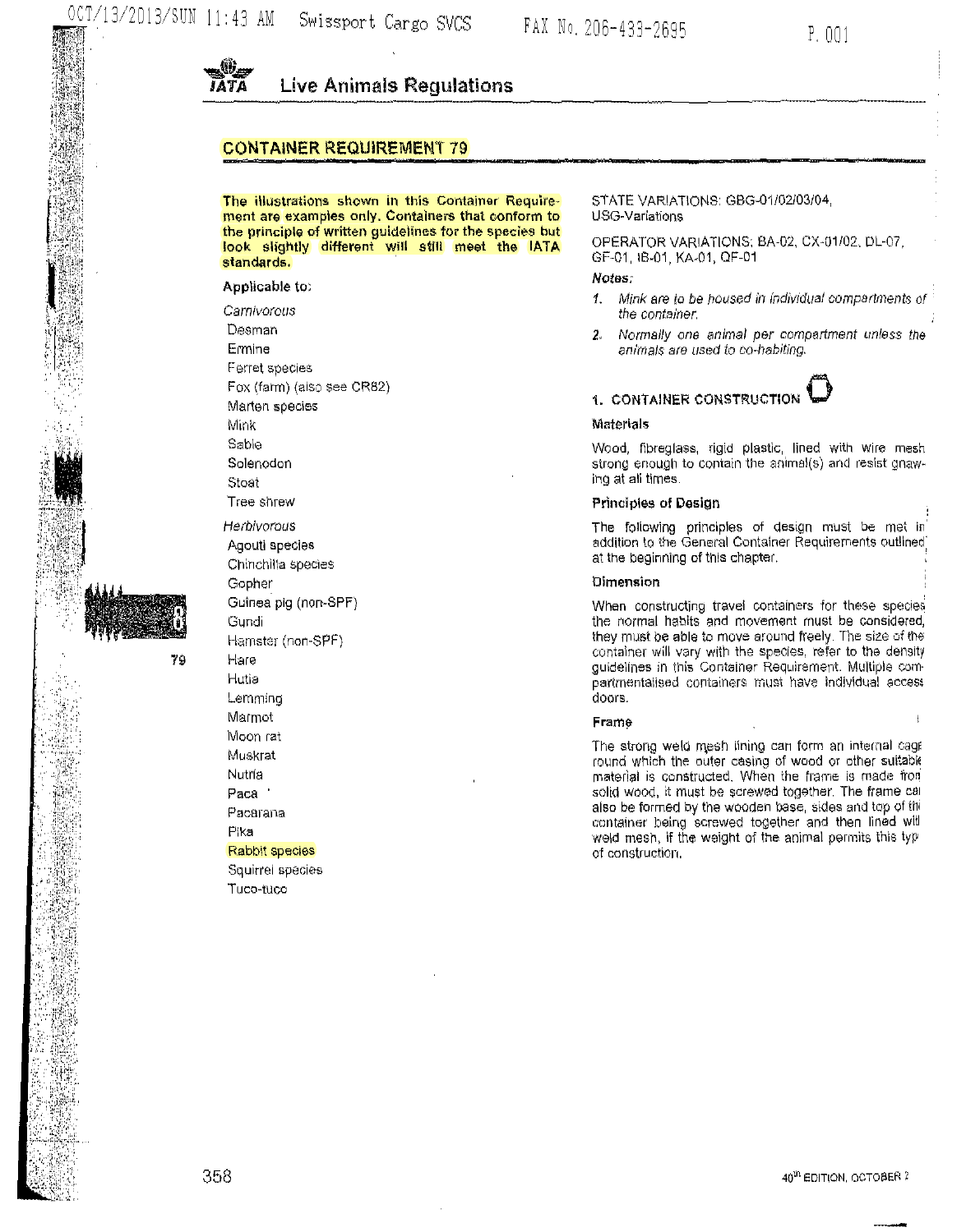# IATA Live Animals Regulations

## CONTAINER REQUIREMENT 79

**The illustrations shown in this Container Requirement are examples only. Containers that conform to the principle of written guidelines for the species but look slightly different will still meet the IATA standards.**

**Applicable to:**

*Carnivorous*

- Desman
- Ermine
- Ferret species
- Fox (farm) (also see CR82)
- Marten species
- Mink
- Sable
- Solenodon
- Stoat
- Tree shrew

*Herbivorous*

- Agouti species
- Chinchilla species
- Gopher
- Guinea pig (non-SPF)
- Gundi
- Hamster (non-SPF)
- Hare
- Hutia
- Lemming
- Marmot
- Moon rat
- Muskrat
- Nutria
- Paca
- Pacarana
- Pika
- Rabbit species
- Squirrel species
- Tuco-tuco

STATE VARIATIONS: GBG-01/02/03/04, USG-Variations

OPERATOR VARIATIONS: BA-02, CX-01/02, DL-07, GF-01, IB-01, KA-01, QF-01

*Notes:*

1. *Mink are to be housed in individual compartments of the container.*
2. *Normally one animal per compartment unless the animals are used to co-habiting.*

### 1. CONTAINER CONSTRUCTION

**Materials**

Wood, fibreglass, rigid plastic, lined with wire mesh strong enough to contain the animal(s) and resist gnawing at all times.

**Principles of Design**

The following principles of design must be met in addition to the General Container Requirements outlined at the beginning of this chapter.

**Dimension**

When constructing travel containers for these species the normal habits and movement must be considered, they must be able to move around freely. The size of the container will vary with the species, refer to the density guidelines in this Container Requirement. Multiple compartmentalised containers must have individual access doors.

**Frame**

The strong weld mesh lining can form an internal cage round which the outer casing of wood or other suitable material is constructed. When the frame is made from solid wood, it must be screwed together. The frame can also be formed by the wooden base, sides and top of the container being screwed together and then lined with weld mesh, if the weight of the animal permits this type of construction.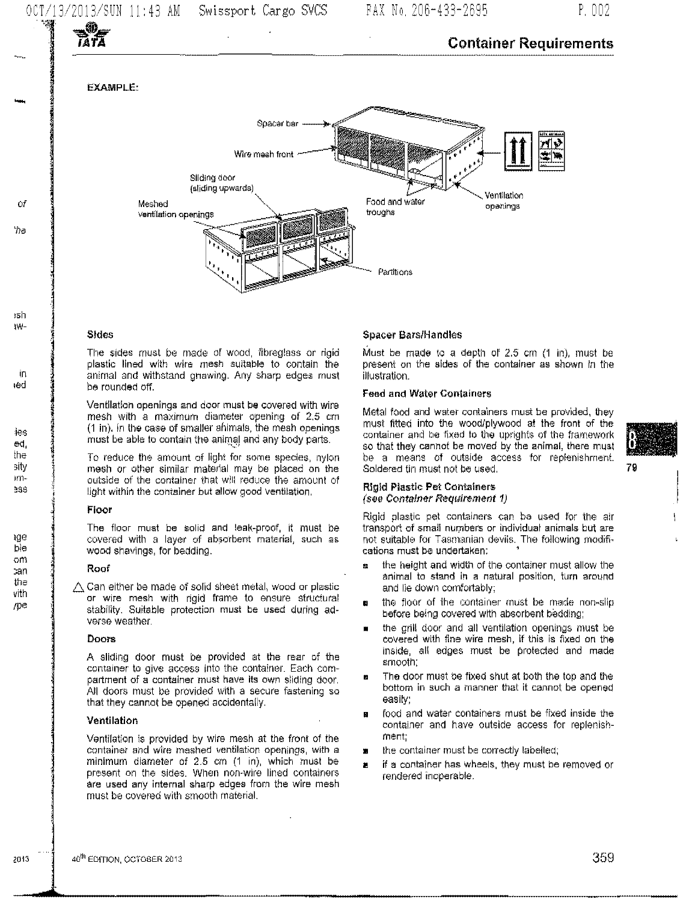EXAMPLE:

Spacer bar

Wire mesh front

Sliding door (sliding upwards)

Meshed ventilation openings

Food and water troughs

Ventilation openings

Partitions

### Sides

The sides must be made of wood, fibreglass or rigid plastic lined with wire mesh suitable to contain the animal and withstand gnawing. Any sharp edges must be rounded off.

Ventilation openings and door must be covered with wire mesh with a maximum diameter opening of 2.5 cm (1 in). In the case of smaller animals, the mesh openings must be able to contain the animal and any body parts.

To reduce the amount of light for some species, nylon mesh or other similar material may be placed on the outside of the container that will reduce the amount of light within the container but allow good ventilation.

### Floor

The floor must be solid and leak-proof, it must be covered with a layer of absorbent material, such as wood shavings, for bedding.

### Roof

△ Can either be made of solid sheet metal, wood or plastic or wire mesh with rigid frame to ensure structural stability. Suitable protection must be used during adverse weather.

### Doors

A sliding door must be provided at the rear of the container to give access into the container. Each compartment of a container must have its own sliding door. All doors must be provided with a secure fastening so that they cannot be opened accidentally.

### Ventilation

Ventilation is provided by wire mesh at the front of the container and wire meshed ventilation openings, with a minimum diameter of 2.5 cm (1 in), which must be present on the sides. When non-wire lined containers are used any internal sharp edges from the wire mesh must be covered with smooth material.

### Spacer Bars/Handles

Must be made to a depth of 2.5 cm (1 in), must be present on the sides of the container as shown in the illustration.

### Feed and Water Containers

Metal food and water containers must be provided, they must fitted into the wood/plywood at the front of the container and be fixed to the uprights of the framework so that they cannot be moved by the animal, there must be a means of outside access for replenishment. Soldered tin must not be used.

### Rigid Plastic Pet Containers
*(see Container Requirement 1)*

Rigid plastic pet containers can be used for the air transport of small numbers or individual animals but are not suitable for Tasmanian devils. The following modifications must be undertaken:

- the height and width of the container must allow the animal to stand in a natural position, turn around and lie down comfortably;
- the floor of the container must be made non-slip before being covered with absorbent bedding;
- the grill door and all ventilation openings must be covered with fine wire mesh, if this is fixed on the inside, all edges must be protected and made smooth;
- The door must be fixed shut at both the top and the bottom in such a manner that it cannot be opened easily;
- food and water containers must be fixed inside the container and have outside access for replenishment;
- the container must be correctly labelled;
- if a container has wheels, they must be removed or rendered inoperable.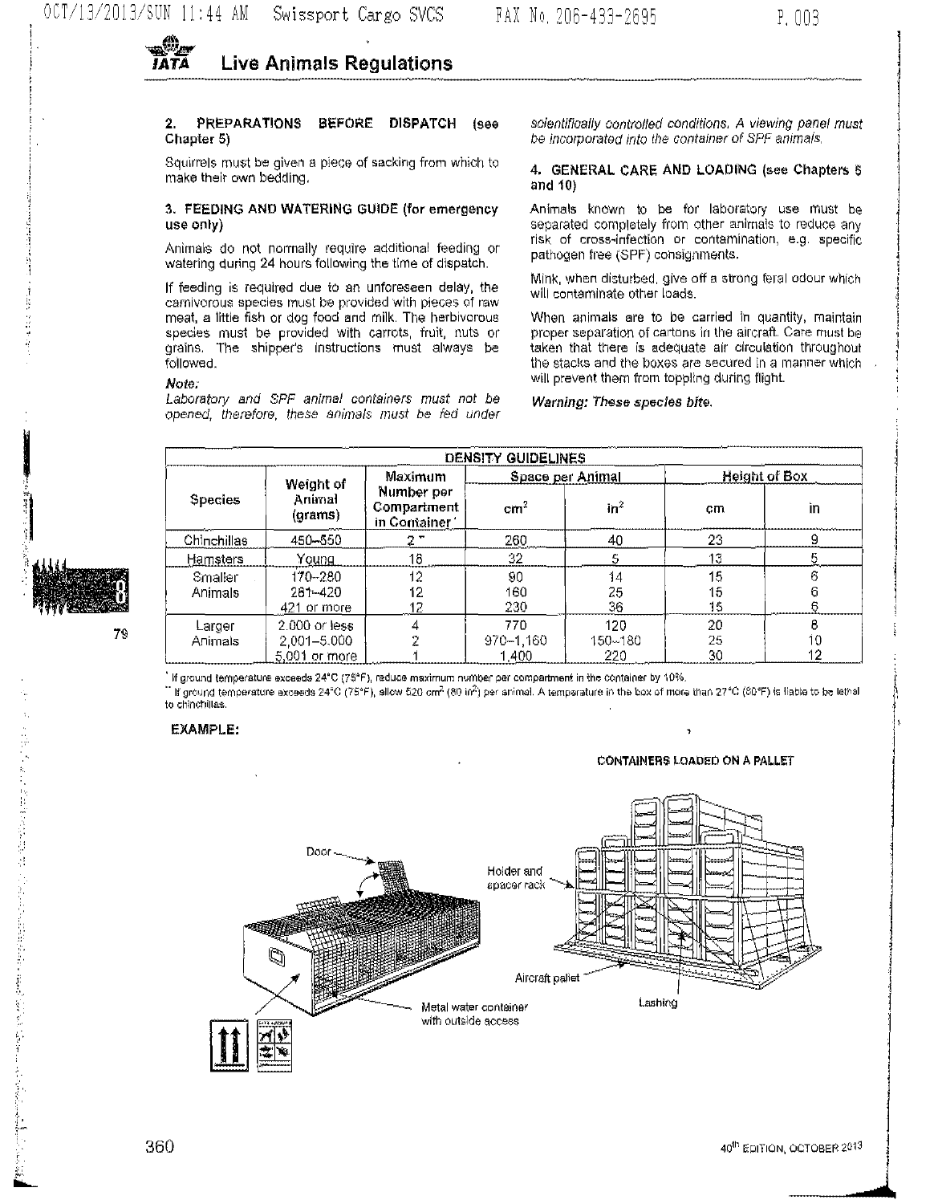## 2. PREPARATIONS BEFORE DISPATCH (see Chapter 5)

Squirrels must be given a piece of sacking from which to make their own bedding.

## 3. FEEDING AND WATERING GUIDE (for emergency use only)

Animals do not normally require additional feeding or watering during 24 hours following the time of dispatch.

If feeding is required due to an unforeseen delay, the carnivorous species must be provided with pieces of raw meat, a little fish or dog food and milk. The herbivorous species must be provided with carrots, fruit, nuts or grains. The shipper's instructions must always be followed.

***Note:***

*Laboratory and SPF animal containers must not be opened, therefore, these animals must be fed under scientifically controlled conditions. A viewing panel must be incorporated into the container of SPF animals.*

## 4. GENERAL CARE AND LOADING (see Chapters 5 and 10)

Animals known to be for laboratory use must be separated completely from other animals to reduce any risk of cross-infection or contamination, e.g. specific pathogen free (SPF) consignments.

Mink, when disturbed, give off a strong feral odour which will contaminate other loads.

When animals are to be carried in quantity, maintain proper separation of cartons in the aircraft. Care must be taken that there is adequate air circulation throughout the stacks and the boxes are secured in a manner which will prevent them from toppling during flight.

***Warning: These species bite.***

| DENSITY GUIDELINES | | | | | | |
|---|---|---|---|---|---|---|
| Species | Weight of Animal (grams) | Maximum Number per Compartment in Container* | Space per Animal | | Height of Box | |
| | | | $cm^2$ | $in^2$ | cm | in |
| Chinchillas | 450–550 | 2** | 260 | 40 | 23 | 9 |
| Hamsters | Young | 18 | 32 | 5 | 13 | 5 |
| Smaller Animals | 170–280 | 12 | 90 | 14 | 15 | 6 |
| | 281–420 | 12 | 160 | 25 | 15 | 6 |
| | 421 or more | 12 | 230 | 36 | 15 | 6 |
| Larger Animals | 2,000 or less | 4 | 770 | 120 | 20 | 8 |
| | 2,001–5,000 | 2 | 970–1,160 | 150–180 | 25 | 10 |
| | 5,001 or more | 1 | 1,400 | 220 | 30 | 12 |

\* If ground temperature exceeds 24°C (75°F), reduce maximum number per compartment in the container by 10%.

\*\* If ground temperature exceeds 24°C (75°F), allow 520 $cm^2$ (80 $in^2$) per animal. A temperature in the box of more than 27°C (80°F) is liable to be lethal to chinchillas.

**EXAMPLE:**

CONTAINERS LOADED ON A PALLET

Door

Metal water container with outside access

Holder and spacer rack

Aircraft pallet

Lashing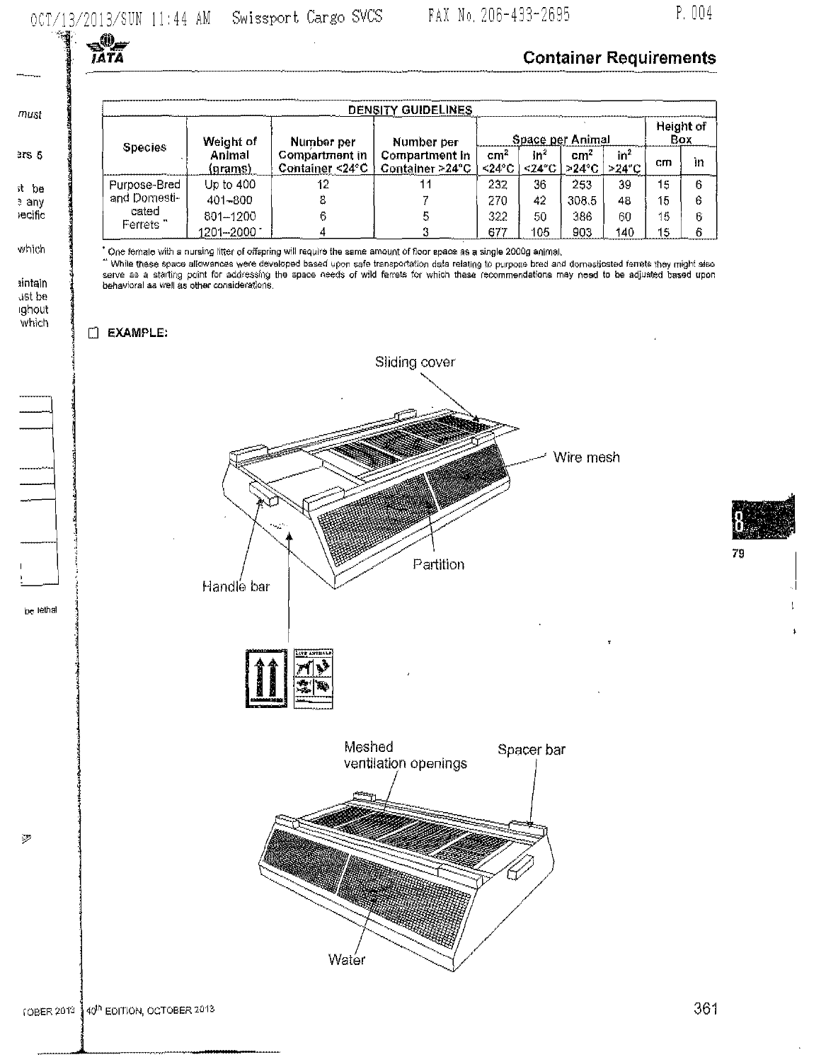## Container Requirements

| DENSITY GUIDELINES | | | | | | | | | |
|---|---|---|---|---|---|---|---|---|---|
| Species | Weight of Animal (grams) | Number per Compartment in Container <24°C | Number per Compartment in Container >24°C | Space per Animal | | | | Height of Box | |
| | | | | cm² <24°C | in² <24°C | cm² >24°C | in² >24°C | cm | in |
| Purpose-Bred and Domesticated Ferrets ** | Up to 400 | 12 | 11 | 232 | 36 | 253 | 39 | 15 | 6 |
| | 401–800 | 8 | 7 | 270 | 42 | 308.5 | 48 | 15 | 6 |
| | 801–1200 | 6 | 5 | 322 | 50 | 386 | 60 | 15 | 6 |
| | 1201–2000 * | 4 | 3 | 677 | 105 | 903 | 140 | 15 | 6 |

\* One female with a nursing litter of offspring will require the same amount of floor space as a single 2000g animal.

\** While these space allowances were developed based upon safe transportation data relating to purpose bred and domesticated ferrets they might also serve as a starting point for addressing the space needs of wild ferrets for which these recommendations may need to be adjusted based upon behavioral as well as other considerations.

### EXAMPLE:

Sliding cover

Wire mesh

Partition

Handle bar

Meshed ventilation openings

Spacer bar

Water